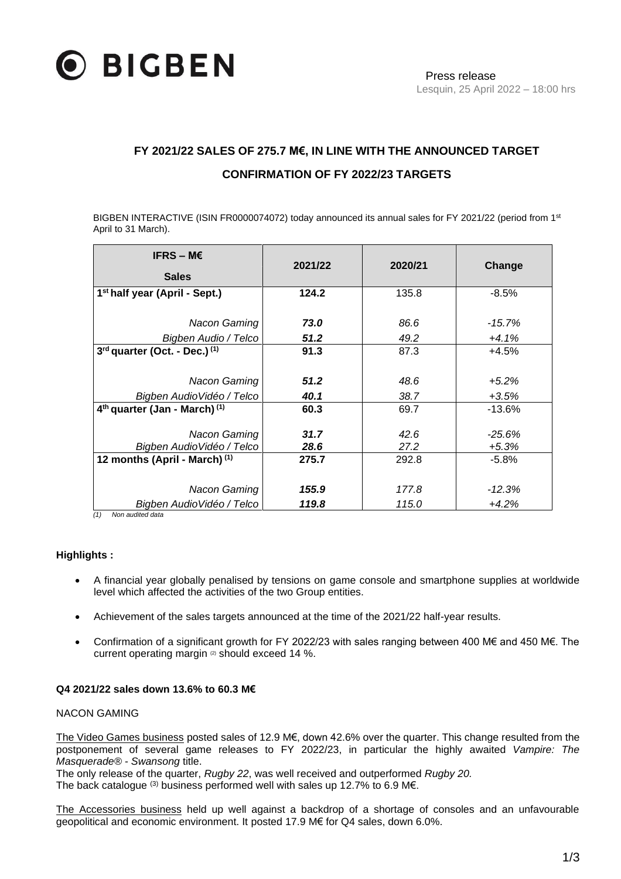BIGBEN

Press release
Lesquin, 25 April 2022 – 18:00 hrs

## FY 2021/22 SALES OF 275.7 M€, IN LINE WITH THE ANNOUNCED TARGET

## CONFIRMATION OF FY 2022/23 TARGETS

BIGBEN INTERACTIVE (ISIN FR0000074072) today announced its annual sales for FY 2021/22 (period from 1st April to 31 March).

| IFRS – M€ Sales | 2021/22 | 2020/21 | Change |
|---|---|---|---|
| **1st half year (April - Sept.)** | **124.2** | 135.8 | -8.5% |
| *Nacon Gaming* | ***73.0*** | *86.6* | *-15.7%* |
| *Bigben Audio / Telco* | ***51.2*** | *49.2* | *+4.1%* |
| **3rd quarter (Oct. - Dec.) (1)** | **91.3** | 87.3 | +4.5% |
| *Nacon Gaming* | ***51.2*** | *48.6* | *+5.2%* |
| *Bigben AudioVidéo / Telco* | ***40.1*** | *38.7* | *+3.5%* |
| **4th quarter (Jan - March) (1)** | **60.3** | 69.7 | -13.6% |
| *Nacon Gaming* | ***31.7*** | *42.6* | *-25.6%* |
| *Bigben AudioVidéo / Telco* | ***28.6*** | *27.2* | *+5.3%* |
| **12 months (April - March) (1)** | **275.7** | 292.8 | -5.8% |
| *Nacon Gaming* | ***155.9*** | *177.8* | *-12.3%* |
| *Bigben AudioVidéo / Telco* | ***119.8*** | *115.0* | *+4.2%* |

*(1) Non audited data*

**Highlights :**

- A financial year globally penalised by tensions on game console and smartphone supplies at worldwide level which affected the activities of the two Group entities.
- Achievement of the sales targets announced at the time of the 2021/22 half-year results.
- Confirmation of a significant growth for FY 2022/23 with sales ranging between 400 M€ and 450 M€. The current operating margin (2) should exceed 14 %.

**Q4 2021/22 sales down 13.6% to 60.3 M€**

NACON GAMING

The Video Games business posted sales of 12.9 M€, down 42.6% over the quarter. This change resulted from the postponement of several game releases to FY 2022/23, in particular the highly awaited *Vampire: The Masquerade® - Swansong* title.
The only release of the quarter, *Rugby 22*, was well received and outperformed *Rugby 20.*
The back catalogue (3) business performed well with sales up 12.7% to 6.9 M€.

The Accessories business held up well against a backdrop of a shortage of consoles and an unfavourable geopolitical and economic environment. It posted 17.9 M€ for Q4 sales, down 6.0%.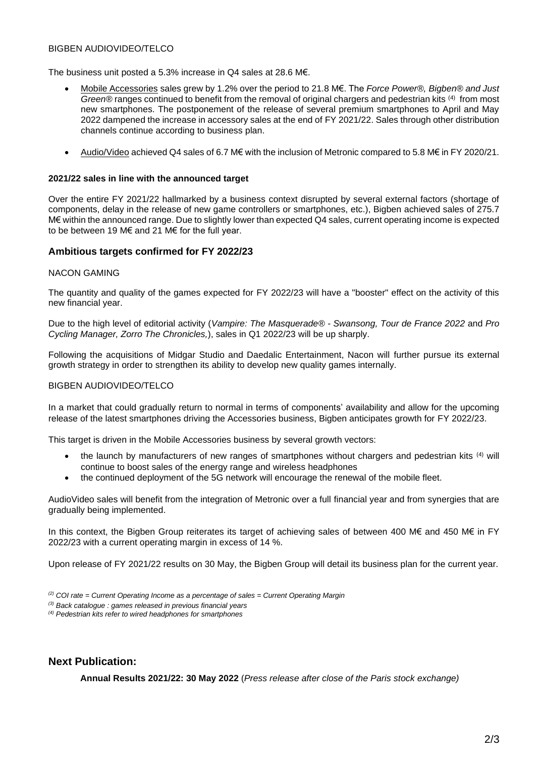BIGBEN AUDIOVIDEO/TELCO

The business unit posted a 5.3% increase in Q4 sales at 28.6 M€.

- Mobile Accessories sales grew by 1.2% over the period to 21.8 M€. The *Force Power®, Bigben® and Just Green®* ranges continued to benefit from the removal of original chargers and pedestrian kits [(4)] from most new smartphones. The postponement of the release of several premium smartphones to April and May 2022 dampened the increase in accessory sales at the end of FY 2021/22. Sales through other distribution channels continue according to business plan.

- Audio/Video achieved Q4 sales of 6.7 M€ with the inclusion of Metronic compared to 5.8 M€ in FY 2020/21.

**2021/22 sales in line with the announced target**

Over the entire FY 2021/22 hallmarked by a business context disrupted by several external factors (shortage of components, delay in the release of new game controllers or smartphones, etc.), Bigben achieved sales of 275.7 M€ within the announced range. Due to slightly lower than expected Q4 sales, current operating income is expected to be between 19 M€ and 21 M€ for the full year.

## Ambitious targets confirmed for FY 2022/23

NACON GAMING

The quantity and quality of the games expected for FY 2022/23 will have a "booster" effect on the activity of this new financial year.

Due to the high level of editorial activity (*Vampire: The Masquerade® - Swansong, Tour de France 2022* and *Pro Cycling Manager, Zorro The Chronicles,*), sales in Q1 2022/23 will be up sharply.

Following the acquisitions of Midgar Studio and Daedalic Entertainment, Nacon will further pursue its external growth strategy in order to strengthen its ability to develop new quality games internally.

BIGBEN AUDIOVIDEO/TELCO

In a market that could gradually return to normal in terms of components' availability and allow for the upcoming release of the latest smartphones driving the Accessories business, Bigben anticipates growth for FY 2022/23.

This target is driven in the Mobile Accessories business by several growth vectors:

- the launch by manufacturers of new ranges of smartphones without chargers and pedestrian kits [(4)] will continue to boost sales of the energy range and wireless headphones
- the continued deployment of the 5G network will encourage the renewal of the mobile fleet.

AudioVideo sales will benefit from the integration of Metronic over a full financial year and from synergies that are gradually being implemented.

In this context, the Bigben Group reiterates its target of achieving sales of between 400 M€ and 450 M€ in FY 2022/23 with a current operating margin in excess of 14 %.

Upon release of FY 2021/22 results on 30 May, the Bigben Group will detail its business plan for the current year.

*[(2)] COI rate = Current Operating Income as a percentage of sales = Current Operating Margin*

*[(3)] Back catalogue : games released in previous financial years*

*[(4)] Pedestrian kits refer to wired headphones for smartphones*

## Next Publication:

**Annual Results 2021/22: 30 May 2022** (*Press release after close of the Paris stock exchange)*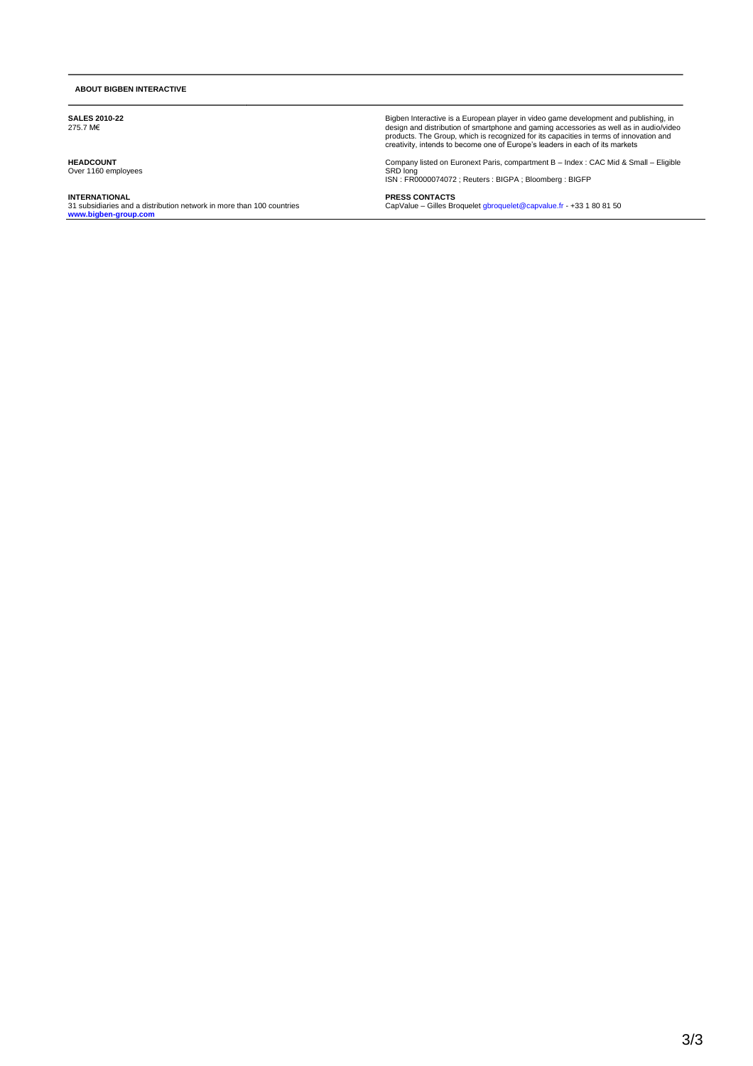**ABOUT BIGBEN INTERACTIVE**

**SALES 2010-22**
275.7 M€

**HEADCOUNT**
Over 1160 employees

**INTERNATIONAL**
31 subsidiaries and a distribution network in more than 100 countries
**www.bigben-group.com**

Bigben Interactive is a European player in video game development and publishing, in design and distribution of smartphone and gaming accessories as well as in audio/video products. The Group, which is recognized for its capacities in terms of innovation and creativity, intends to become one of Europe's leaders in each of its markets

Company listed on Euronext Paris, compartment B – Index : CAC Mid & Small – Eligible SRD long
ISN : FR0000074072 ; Reuters : BIGPA ; Bloomberg : BIGFP

**PRESS CONTACTS**
CapValue – Gilles Broquelet gbroquelet@capvalue.fr - +33 1 80 81 50